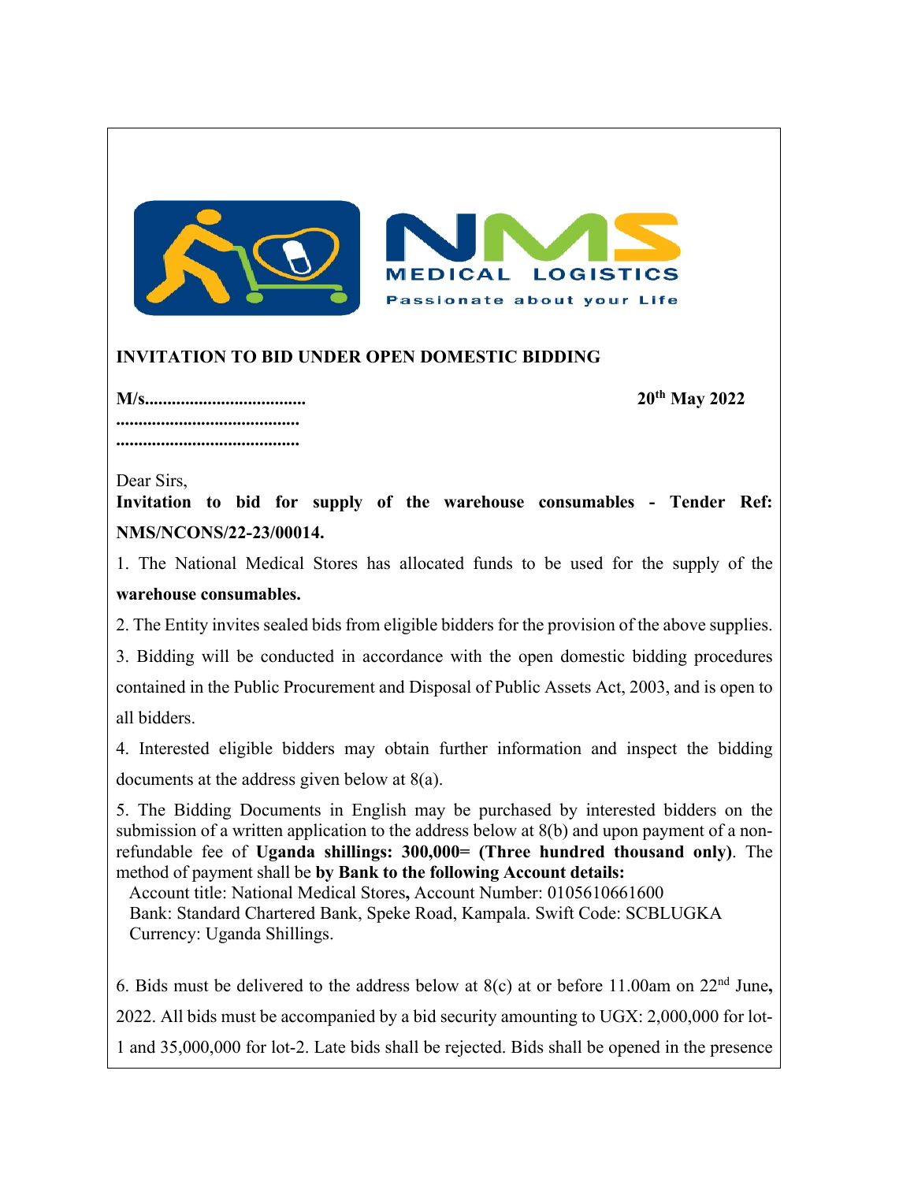NMS MEDICAL LOGISTICS

Passionate about your Life

**INVITATION TO BID UNDER OPEN DOMESTIC BIDDING**

**M/s....................................** **20th May 2022**

**.........................................**

**.........................................**

Dear Sirs,

**Invitation to bid for supply of the warehouse consumables - Tender Ref: NMS/NCONS/22-23/00014.**

1. The National Medical Stores has allocated funds to be used for the supply of the **warehouse consumables.**

2. The Entity invites sealed bids from eligible bidders for the provision of the above supplies.

3. Bidding will be conducted in accordance with the open domestic bidding procedures contained in the Public Procurement and Disposal of Public Assets Act, 2003, and is open to all bidders.

4. Interested eligible bidders may obtain further information and inspect the bidding documents at the address given below at 8(a).

5. The Bidding Documents in English may be purchased by interested bidders on the submission of a written application to the address below at 8(b) and upon payment of a non-refundable fee of **Uganda shillings: 300,000= (Three hundred thousand only)**. The method of payment shall be **by Bank to the following Account details:**

Account title: National Medical Stores**,** Account Number: 0105610661600
Bank: Standard Chartered Bank, Speke Road, Kampala. Swift Code: SCBLUGKA
Currency: Uganda Shillings.

6. Bids must be delivered to the address below at 8(c) at or before 11.00am on 22nd June**,** 2022. All bids must be accompanied by a bid security amounting to UGX: 2,000,000 for lot-1 and 35,000,000 for lot-2. Late bids shall be rejected. Bids shall be opened in the presence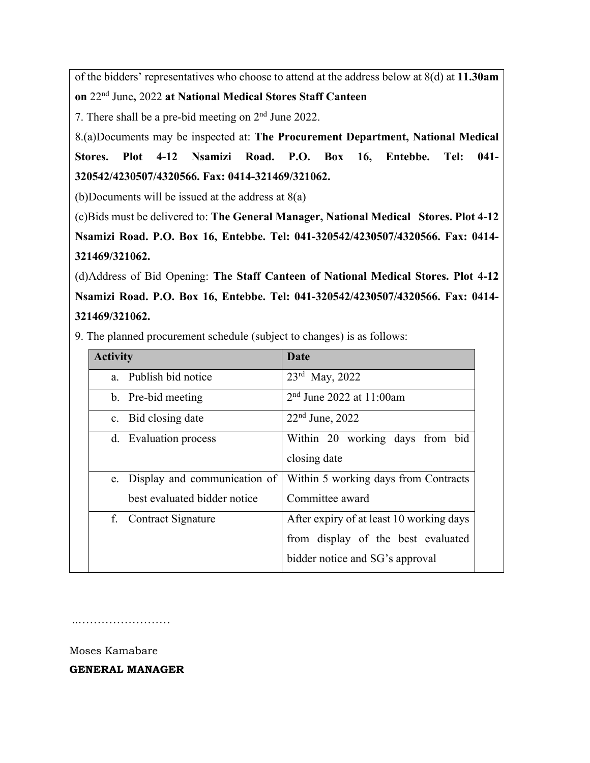of the bidders' representatives who choose to attend at the address below at 8(d) at **11.30am on** 22nd June**, 2022 at National Medical Stores Staff Canteen**

7. There shall be a pre-bid meeting on 2nd June 2022.

8.(a)Documents may be inspected at: **The Procurement Department, National Medical Stores. Plot 4-12 Nsamizi Road. P.O. Box 16, Entebbe. Tel: 041-320542/4230507/4320566. Fax: 0414-321469/321062.**

(b)Documents will be issued at the address at 8(a)

(c)Bids must be delivered to: **The General Manager, National Medical Stores. Plot 4-12 Nsamizi Road. P.O. Box 16, Entebbe. Tel: 041-320542/4230507/4320566. Fax: 0414-321469/321062.**

(d)Address of Bid Opening: **The Staff Canteen of National Medical Stores. Plot 4-12 Nsamizi Road. P.O. Box 16, Entebbe. Tel: 041-320542/4230507/4320566. Fax: 0414-321469/321062.**

9. The planned procurement schedule (subject to changes) is as follows:

| Activity | Date |
| --- | --- |
| a. Publish bid notice | 23rd May, 2022 |
| b. Pre-bid meeting | 2nd June 2022 at 11:00am |
| c. Bid closing date | 22nd June, 2022 |
| d. Evaluation process | Within 20 working days from bid closing date |
| e. Display and communication of best evaluated bidder notice | Within 5 working days from Contracts Committee award |
| f. Contract Signature | After expiry of at least 10 working days from display of the best evaluated bidder notice and SG's approval |

..…………………….

Moses Kamabare

**GENERAL MANAGER**